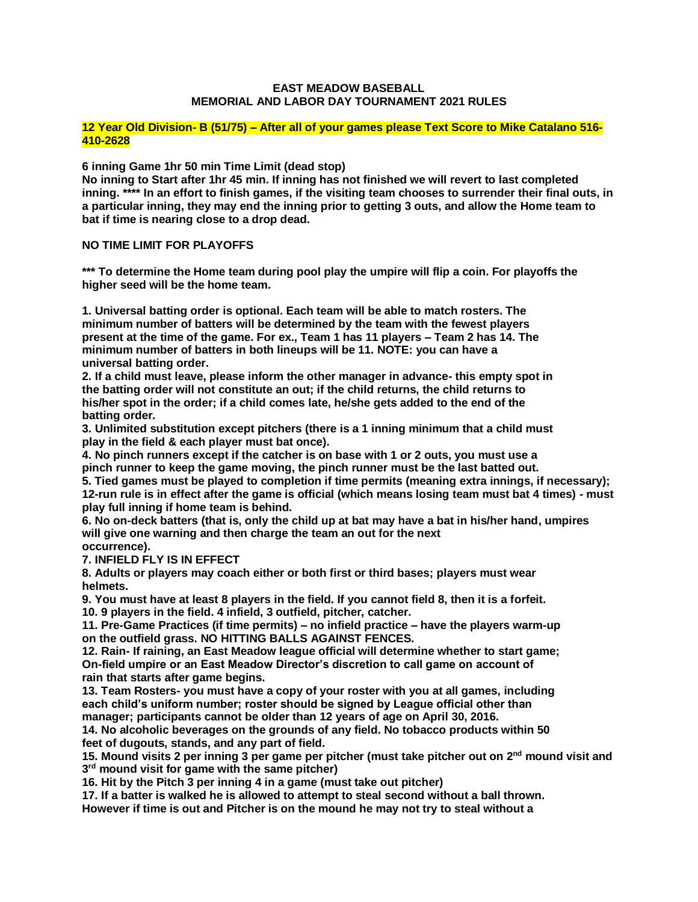**EAST MEADOW BASEBALL**
**MEMORIAL AND LABOR DAY TOURNAMENT 2021 RULES**

**12 Year Old Division- B (51/75) – After all of your games please Text Score to Mike Catalano 516-410-2628**

**6 inning Game 1hr 50 min Time Limit (dead stop)**
**No inning to Start after 1hr 45 min. If inning has not finished we will revert to last completed inning. **** In an effort to finish games, if the visiting team chooses to surrender their final outs, in a particular inning, they may end the inning prior to getting 3 outs, and allow the Home team to bat if time is nearing close to a drop dead.**

**NO TIME LIMIT FOR PLAYOFFS**

***** To determine the Home team during pool play the umpire will flip a coin. For playoffs the higher seed will be the home team.**

**1. Universal batting order is optional. Each team will be able to match rosters. The minimum number of batters will be determined by the team with the fewest players present at the time of the game. For ex., Team 1 has 11 players – Team 2 has 14. The minimum number of batters in both lineups will be 11. NOTE: you can have a universal batting order.**
**2. If a child must leave, please inform the other manager in advance- this empty spot in the batting order will not constitute an out; if the child returns, the child returns to his/her spot in the order; if a child comes late, he/she gets added to the end of the batting order.**
**3. Unlimited substitution except pitchers (there is a 1 inning minimum that a child must play in the field & each player must bat once).**
**4. No pinch runners except if the catcher is on base with 1 or 2 outs, you must use a pinch runner to keep the game moving, the pinch runner must be the last batted out.**
**5. Tied games must be played to completion if time permits (meaning extra innings, if necessary); 12-run rule is in effect after the game is official (which means losing team must bat 4 times) - must play full inning if home team is behind.**
**6. No on-deck batters (that is, only the child up at bat may have a bat in his/her hand, umpires will give one warning and then charge the team an out for the next occurrence).**
**7. INFIELD FLY IS IN EFFECT**
**8. Adults or players may coach either or both first or third bases; players must wear helmets.**
**9. You must have at least 8 players in the field. If you cannot field 8, then it is a forfeit.**
**10. 9 players in the field. 4 infield, 3 outfield, pitcher, catcher.**
**11. Pre-Game Practices (if time permits) – no infield practice – have the players warm-up on the outfield grass. NO HITTING BALLS AGAINST FENCES.**
**12. Rain- If raining, an East Meadow league official will determine whether to start game; On-field umpire or an East Meadow Director's discretion to call game on account of rain that starts after game begins.**
**13. Team Rosters- you must have a copy of your roster with you at all games, including each child's uniform number; roster should be signed by League official other than manager; participants cannot be older than 12 years of age on April 30, 2016.**
**14. No alcoholic beverages on the grounds of any field. No tobacco products within 50 feet of dugouts, stands, and any part of field.**
**15. Mound visits 2 per inning 3 per game per pitcher (must take pitcher out on 2nd mound visit and 3rd mound visit for game with the same pitcher)**
**16. Hit by the Pitch 3 per inning 4 in a game (must take out pitcher)**
**17. If a batter is walked he is allowed to attempt to steal second without a ball thrown. However if time is out and Pitcher is on the mound he may not try to steal without a**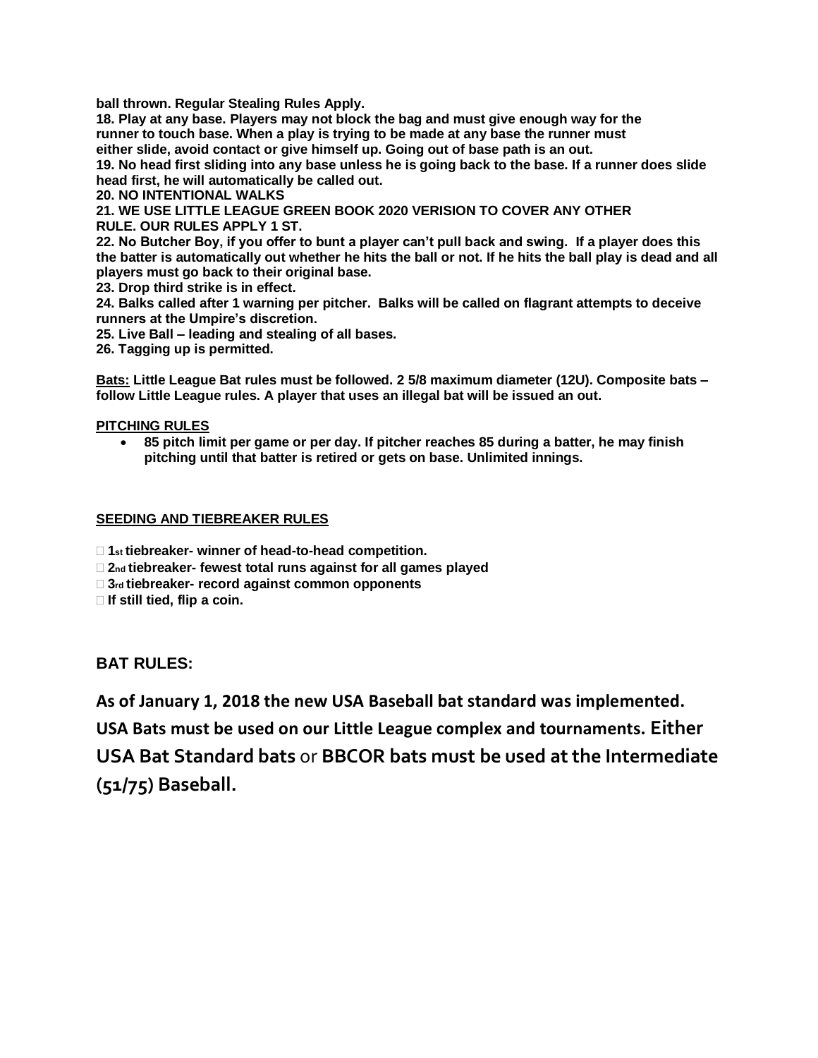**ball thrown. Regular Stealing Rules Apply.**

**18. Play at any base. Players may not block the bag and must give enough way for the runner to touch base. When a play is trying to be made at any base the runner must either slide, avoid contact or give himself up. Going out of base path is an out.**

**19. No head first sliding into any base unless he is going back to the base. If a runner does slide head first, he will automatically be called out.**

**20. NO INTENTIONAL WALKS**

**21. WE USE LITTLE LEAGUE GREEN BOOK 2020 VERISION TO COVER ANY OTHER RULE. OUR RULES APPLY 1 ST.**

**22. No Butcher Boy, if you offer to bunt a player can't pull back and swing. If a player does this the batter is automatically out whether he hits the ball or not. If he hits the ball play is dead and all players must go back to their original base.**

**23. Drop third strike is in effect.**

**24. Balks called after 1 warning per pitcher. Balks will be called on flagrant attempts to deceive runners at the Umpire's discretion.**

**25. Live Ball – leading and stealing of all bases.**

**26. Tagging up is permitted.**

**<u>Bats:</u> Little League Bat rules must be followed. 2 5/8 maximum diameter (12U). Composite bats – follow Little League rules. A player that uses an illegal bat will be issued an out.**

**<u>PITCHING RULES</u>**

- **85 pitch limit per game or per day. If pitcher reaches 85 during a batter, he may finish pitching until that batter is retired or gets on base. Unlimited innings.**

**<u>SEEDING AND TIEBREAKER RULES</u>**

- **1st tiebreaker- winner of head-to-head competition.**
- **2nd tiebreaker- fewest total runs against for all games played**
- **3rd tiebreaker- record against common opponents**
- **If still tied, flip a coin.**

## BAT RULES:

**As of January 1, 2018 the new USA Baseball bat standard was implemented. USA Bats must be used on our Little League complex and tournaments. Either USA Bat Standard bats** or **BBCOR bats must be used at the Intermediate (51/75) Baseball.**